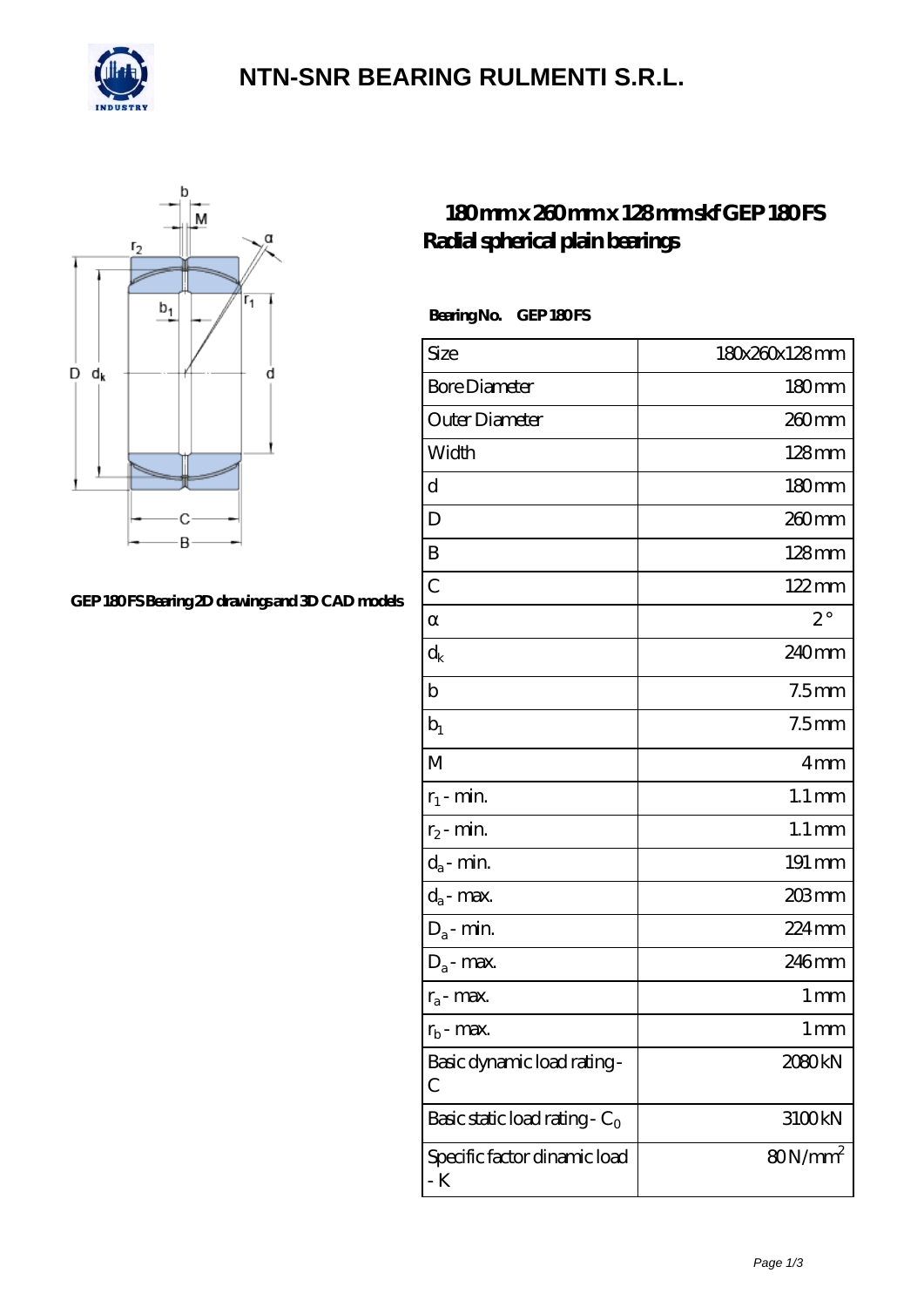# NTN-SNR BEARING RULMENTI S.R.L.

## 180mm x 260mm x 128mm skf GEP 180 FS Radial spherical plain bearings

GEP 180 FS Bearing 2D drawings and 3D CAD models

**Bearing No.** GEP 180 FS

| | |
|---|---|
| Size | 180x260x128 mm |
| Bore Diameter | 180 mm |
| Outer Diameter | 260 mm |
| Width | 128 mm |
| d | 180 mm |
| D | 260 mm |
| B | 128 mm |
| C | 122 mm |
| α | 2 ° |
| $d_k$ | 240 mm |
| b | 7.5 mm |
| $b_1$ | 7.5 mm |
| M | 4 mm |
| $r_1$ - min. | 1.1 mm |
| $r_2$ - min. | 1.1 mm |
| $d_a$ - min. | 191 mm |
| $d_a$ - max. | 203 mm |
| $D_a$ - min. | 224 mm |
| $D_a$ - max. | 246 mm |
| $r_a$ - max. | 1 mm |
| $r_b$ - max. | 1 mm |
| Basic dynamic load rating - C | 2080 kN |
| Basic static load rating - $C_0$ | 3100 kN |
| Specific factor dinamic load - K | 80 N/mm$^2$ |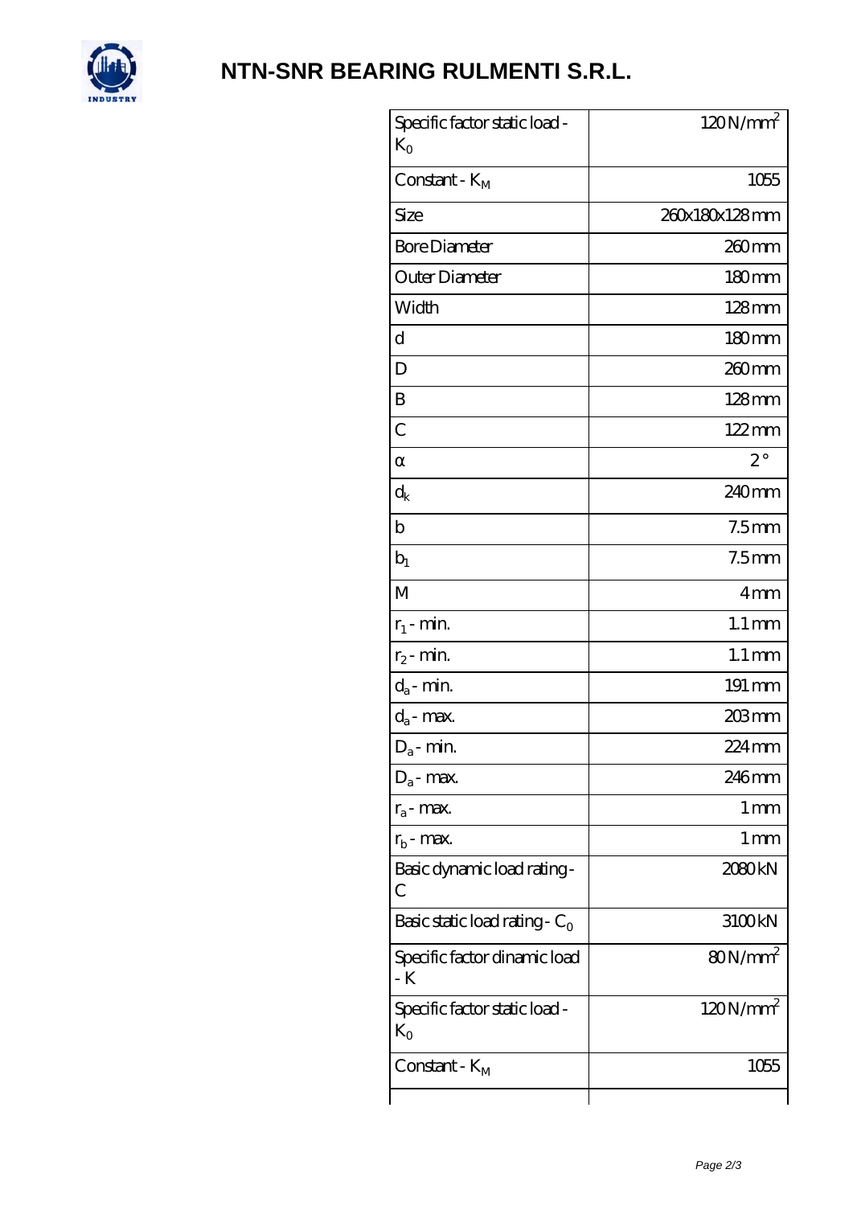# NTN-SNR BEARING RULMENTI S.R.L.

| | |
|---|---|
| Specific factor static load - $K_0$ | 120 N/mm$^2$ |
| Constant - $K_M$ | 1055 |
| Size | 260x180x128 mm |
| Bore Diameter | 260 mm |
| Outer Diameter | 180 mm |
| Width | 128 mm |
| d | 180 mm |
| D | 260 mm |
| B | 128 mm |
| C | 122 mm |
| α | 2 ° |
| $d_k$ | 240 mm |
| b | 7.5 mm |
| $b_1$ | 7.5 mm |
| M | 4 mm |
| $r_1$ - min. | 1.1 mm |
| $r_2$ - min. | 1.1 mm |
| $d_a$ - min. | 191 mm |
| $d_a$ - max. | 203 mm |
| $D_a$ - min. | 224 mm |
| $D_a$ - max. | 246 mm |
| $r_a$ - max. | 1 mm |
| $r_b$ - max. | 1 mm |
| Basic dynamic load rating - C | 2080 kN |
| Basic static load rating - $C_0$ | 3100 kN |
| Specific factor dinamic load - K | 80 N/mm$^2$ |
| Specific factor static load - $K_0$ | 120 N/mm$^2$ |
| Constant - $K_M$ | 1055 |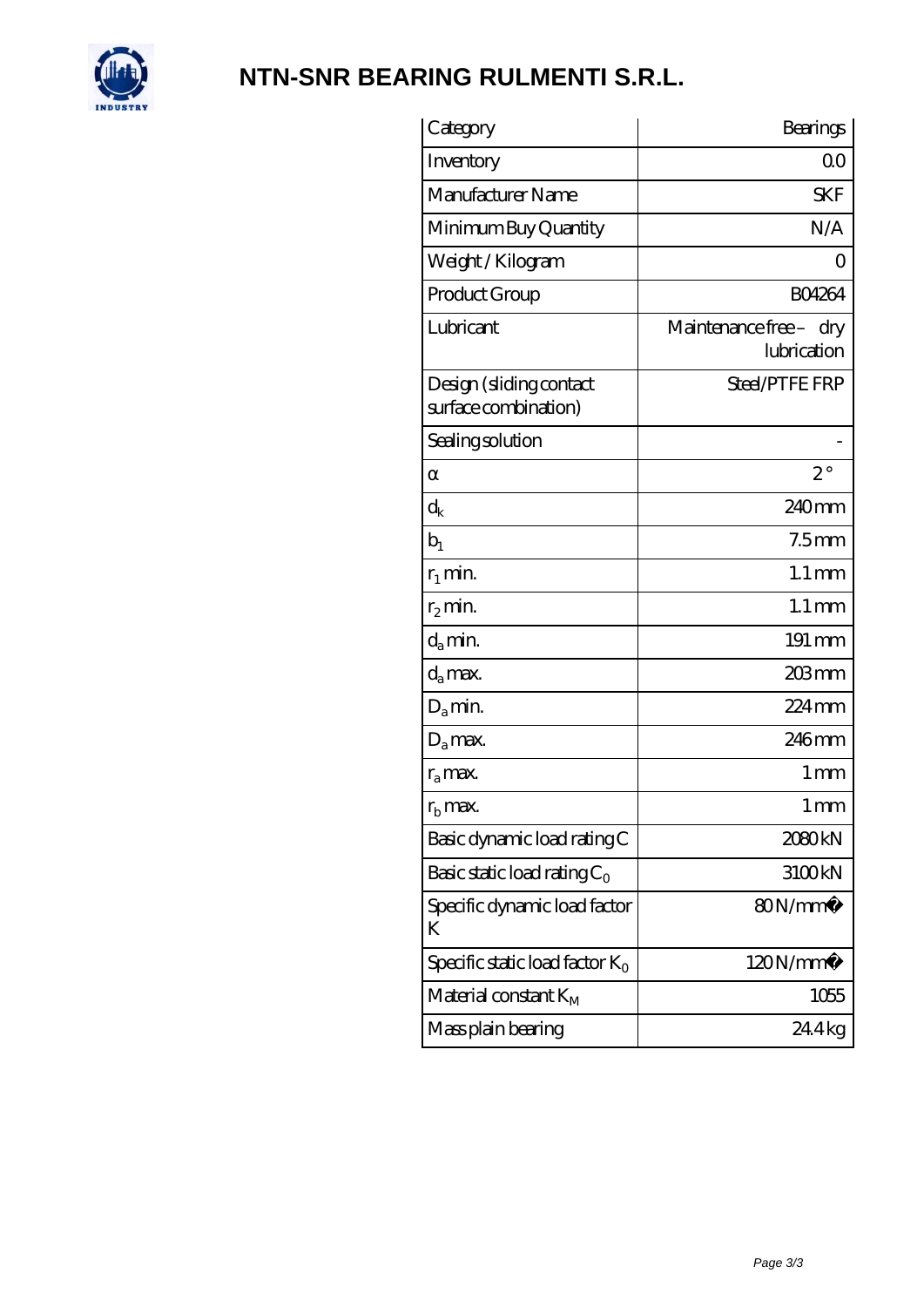# NTN-SNR BEARING RULMENTI S.R.L.

| | |
|---|---|
| Category | Bearings |
| Inventory | 0.0 |
| Manufacturer Name | SKF |
| Minimum Buy Quantity | N/A |
| Weight / Kilogram | 0 |
| Product Group | B04264 |
| Lubricant | Maintenance free – dry lubrication |
| Design (sliding contact surface combination) | Steel/PTFE FRP |
| Sealing solution | - |
| α | 2 ° |
| $d_k$ | 240 mm |
| $b_1$ | 7.5 mm |
| $r_1$ min. | 1.1 mm |
| $r_2$ min. | 1.1 mm |
| $d_a$ min. | 191 mm |
| $d_a$ max. | 203 mm |
| $D_a$ min. | 224 mm |
| $D_a$ max. | 246 mm |
| $r_a$ max. | 1 mm |
| $r_b$ max. | 1 mm |
| Basic dynamic load rating C | 2080 kN |
| Basic static load rating $C_0$ | 3100 kN |
| Specific dynamic load factor K | 80 N/mm� |
| Specific static load factor $K_0$ | 120 N/mm� |
| Material constant $K_M$ | 1055 |
| Mass plain bearing | 24.4 kg |